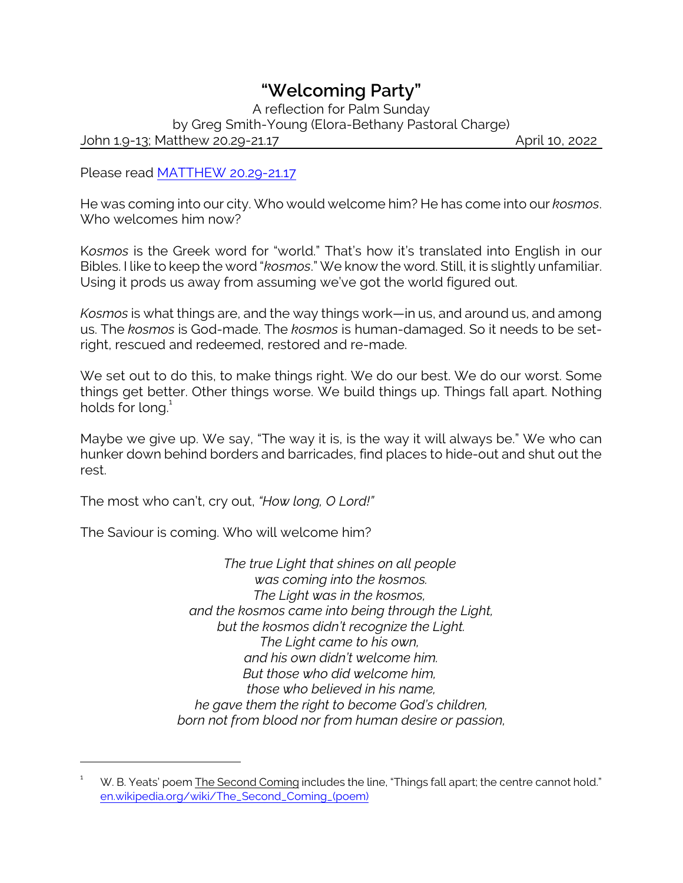# "Welcoming Party"

A reflection for Palm Sunday
by Greg Smith-Young (Elora-Bethany Pastoral Charge)

John 1.9-13; Matthew 20.29-21.17 April 10, 2022

Please read [MATTHEW 20.29-21.17]

He was coming into our city. Who would welcome him? He has come into our *kosmos*. Who welcomes him now?

K*osmos* is the Greek word for "world." That's how it's translated into English in our Bibles. I like to keep the word "*kosmos*." We know the word. Still, it is slightly unfamiliar. Using it prods us away from assuming we've got the world figured out.

*Kosmos* is what things are, and the way things work—in us, and around us, and among us. The *kosmos* is God-made. The *kosmos* is human-damaged. So it needs to be set-right, rescued and redeemed, restored and re-made.

We set out to do this, to make things right. We do our best. We do our worst. Some things get better. Other things worse. We build things up. Things fall apart. Nothing holds for long.[1]

Maybe we give up. We say, "The way it is, is the way it will always be." We who can hunker down behind borders and barricades, find places to hide-out and shut out the rest.

The most who can't, cry out, *"How long, O Lord!"*

The Saviour is coming. Who will welcome him?

*The true Light that shines on all people*
*was coming into the kosmos.*
*The Light was in the kosmos,*
*and the kosmos came into being through the Light,*
*but the kosmos didn't recognize the Light.*
*The Light came to his own,*
*and his own didn't welcome him.*
*But those who did welcome him,*
*those who believed in his name,*
*he gave them the right to become God's children,*
*born not from blood nor from human desire or passion,*

---

[1] W. B. Yeats' poem The Second Coming includes the line, "Things fall apart; the centre cannot hold." en.wikipedia.org/wiki/The_Second_Coming_(poem)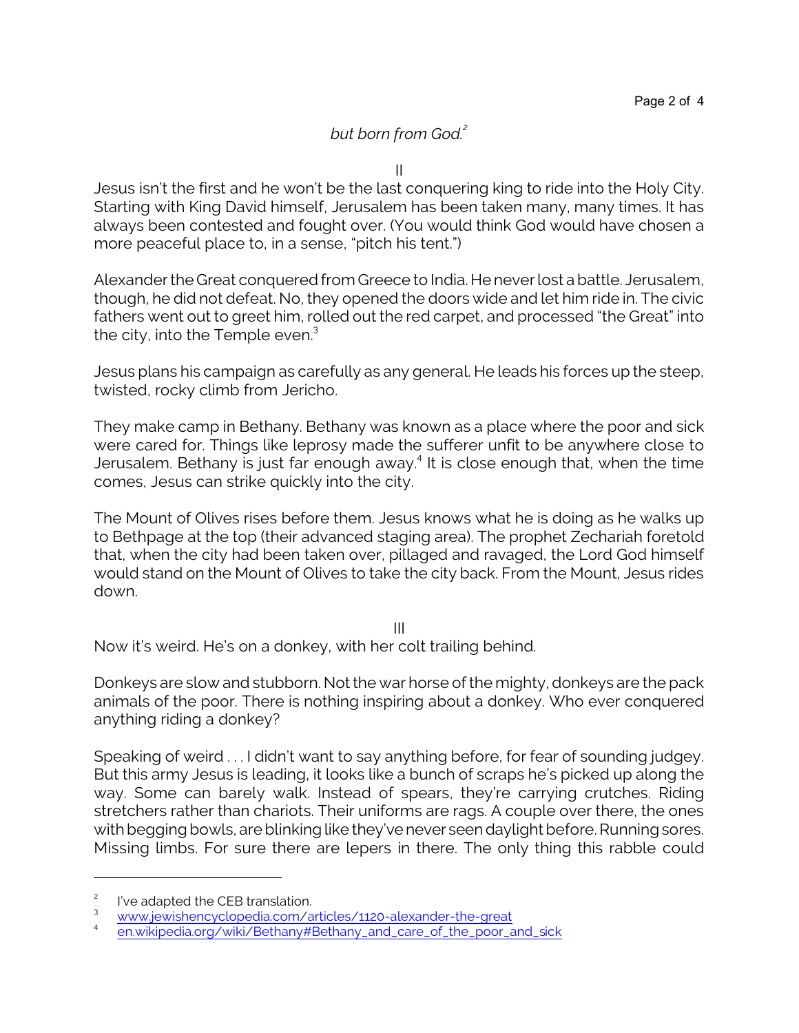*but born from God.*[2]

II

Jesus isn't the first and he won't be the last conquering king to ride into the Holy City. Starting with King David himself, Jerusalem has been taken many, many times. It has always been contested and fought over. (You would think God would have chosen a more peaceful place to, in a sense, "pitch his tent.")

Alexander the Great conquered from Greece to India. He never lost a battle. Jerusalem, though, he did not defeat. No, they opened the doors wide and let him ride in. The civic fathers went out to greet him, rolled out the red carpet, and processed "the Great" into the city, into the Temple even.[3]

Jesus plans his campaign as carefully as any general. He leads his forces up the steep, twisted, rocky climb from Jericho.

They make camp in Bethany. Bethany was known as a place where the poor and sick were cared for. Things like leprosy made the sufferer unfit to be anywhere close to Jerusalem. Bethany is just far enough away.[4] It is close enough that, when the time comes, Jesus can strike quickly into the city.

The Mount of Olives rises before them. Jesus knows what he is doing as he walks up to Bethpage at the top (their advanced staging area). The prophet Zechariah foretold that, when the city had been taken over, pillaged and ravaged, the Lord God himself would stand on the Mount of Olives to take the city back. From the Mount, Jesus rides down.

III

Now it's weird. He's on a donkey, with her colt trailing behind.

Donkeys are slow and stubborn. Not the war horse of the mighty, donkeys are the pack animals of the poor. There is nothing inspiring about a donkey. Who ever conquered anything riding a donkey?

Speaking of weird . . . I didn't want to say anything before, for fear of sounding judgey. But this army Jesus is leading, it looks like a bunch of scraps he's picked up along the way. Some can barely walk. Instead of spears, they're carrying crutches. Riding stretchers rather than chariots. Their uniforms are rags. A couple over there, the ones with begging bowls, are blinking like they've never seen daylight before. Running sores. Missing limbs. For sure there are lepers in there. The only thing this rabble could

---

[2] I've adapted the CEB translation.

[3] www.jewishencyclopedia.com/articles/1120-alexander-the-great

[4] en.wikipedia.org/wiki/Bethany#Bethany_and_care_of_the_poor_and_sick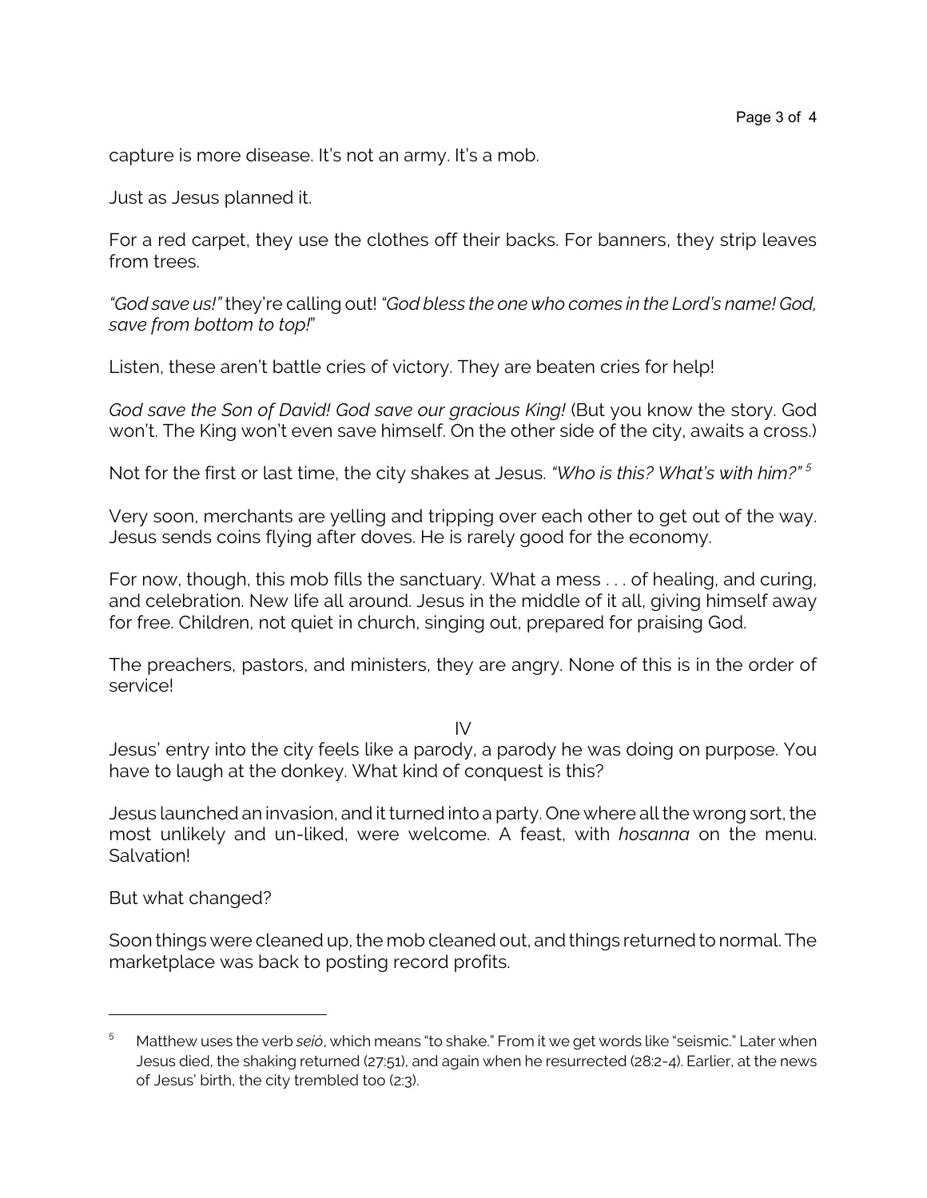capture is more disease. It's not an army. It's a mob.

Just as Jesus planned it.

For a red carpet, they use the clothes off their backs. For banners, they strip leaves from trees.

*"God save us!"* they're calling out! *"God bless the one who comes in the Lord's name! God, save from bottom to top!"*

Listen, these aren't battle cries of victory. They are beaten cries for help!

*God save the Son of David! God save our gracious King!* (But you know the story. God won't. The King won't even save himself. On the other side of the city, awaits a cross.)

Not for the first or last time, the city shakes at Jesus. *"Who is this? What's with him?"* [5]

Very soon, merchants are yelling and tripping over each other to get out of the way. Jesus sends coins flying after doves. He is rarely good for the economy.

For now, though, this mob fills the sanctuary. What a mess . . . of healing, and curing, and celebration. New life all around. Jesus in the middle of it all, giving himself away for free. Children, not quiet in church, singing out, prepared for praising God.

The preachers, pastors, and ministers, they are angry. None of this is in the order of service!

## IV

Jesus' entry into the city feels like a parody, a parody he was doing on purpose. You have to laugh at the donkey. What kind of conquest is this?

Jesus launched an invasion, and it turned into a party. One where all the wrong sort, the most unlikely and un-liked, were welcome. A feast, with *hosanna* on the menu. Salvation!

But what changed?

Soon things were cleaned up, the mob cleaned out, and things returned to normal. The marketplace was back to posting record profits.

---

[5] Matthew uses the verb *seiō*, which means "to shake." From it we get words like "seismic." Later when Jesus died, the shaking returned (27:51), and again when he resurrected (28:2-4). Earlier, at the news of Jesus' birth, the city trembled too (2:3).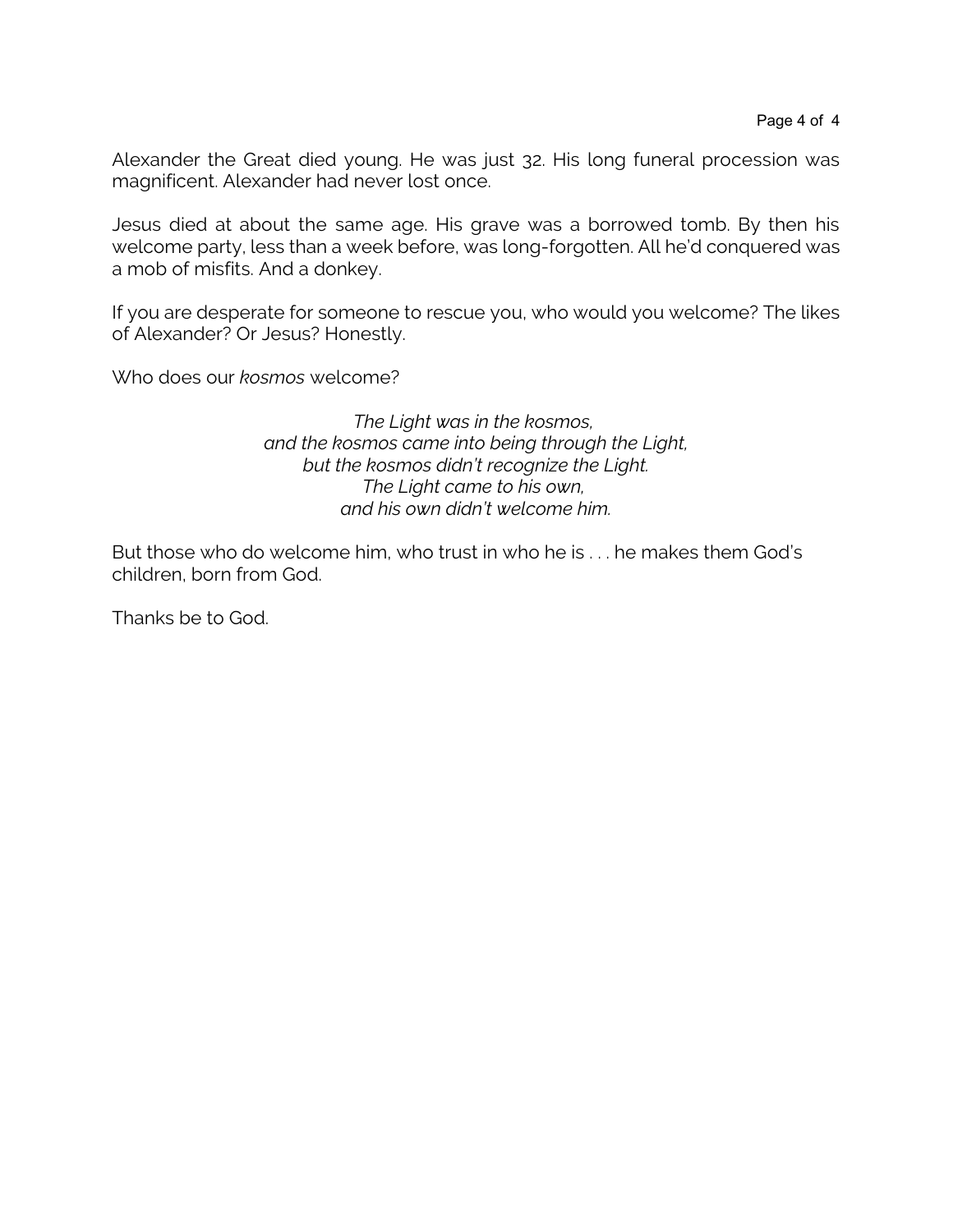Alexander the Great died young. He was just 32. His long funeral procession was magnificent. Alexander had never lost once.

Jesus died at about the same age. His grave was a borrowed tomb. By then his welcome party, less than a week before, was long-forgotten. All he'd conquered was a mob of misfits. And a donkey.

If you are desperate for someone to rescue you, who would you welcome? The likes of Alexander? Or Jesus? Honestly.

Who does our *kosmos* welcome?

*The Light was in the kosmos,*
*and the kosmos came into being through the Light,*
*but the kosmos didn't recognize the Light.*
*The Light came to his own,*
*and his own didn't welcome him.*

But those who do welcome him, who trust in who he is . . . he makes them God's children, born from God.

Thanks be to God.